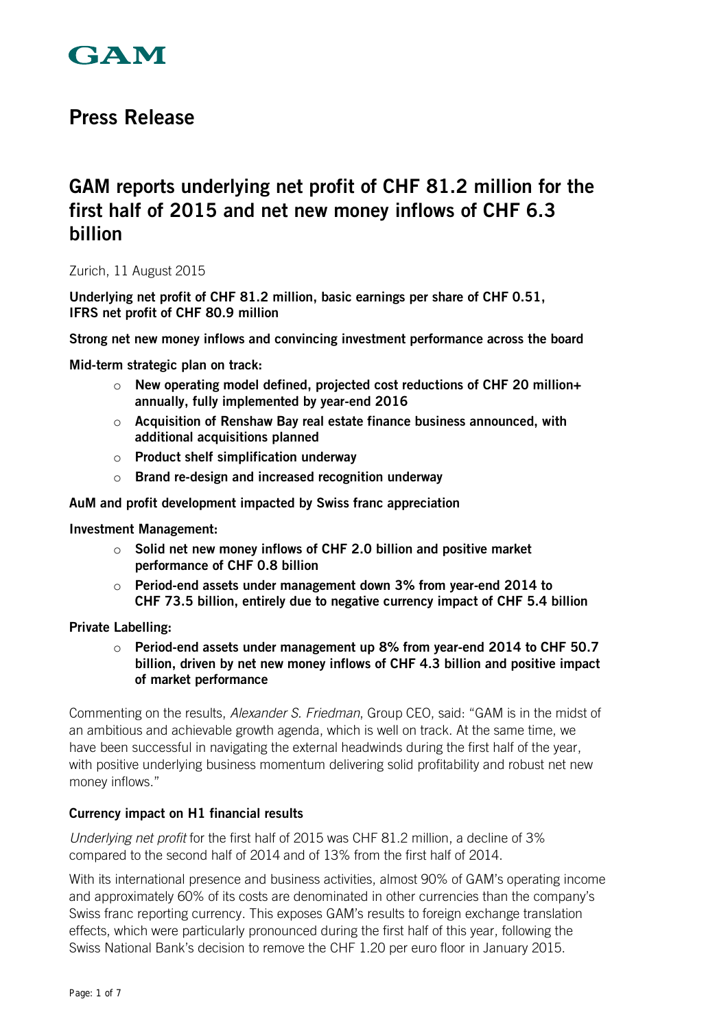GAM

# Press Release

## GAM reports underlying net profit of CHF 81.2 million for the first half of 2015 and net new money inflows of CHF 6.3 billion

Zurich, 11 August 2015

**Underlying net profit of CHF 81.2 million, basic earnings per share of CHF 0.51, IFRS net profit of CHF 80.9 million**

**Strong net new money inflows and convincing investment performance across the board**

**Mid-term strategic plan on track:**

- **New operating model defined, projected cost reductions of CHF 20 million+ annually, fully implemented by year-end 2016**
- **Acquisition of Renshaw Bay real estate finance business announced, with additional acquisitions planned**
- **Product shelf simplification underway**
- **Brand re-design and increased recognition underway**

**AuM and profit development impacted by Swiss franc appreciation**

**Investment Management:**

- **Solid net new money inflows of CHF 2.0 billion and positive market performance of CHF 0.8 billion**
- **Period-end assets under management down 3% from year-end 2014 to CHF 73.5 billion, entirely due to negative currency impact of CHF 5.4 billion**

**Private Labelling:**

- **Period-end assets under management up 8% from year-end 2014 to CHF 50.7 billion, driven by net new money inflows of CHF 4.3 billion and positive impact of market performance**

Commenting on the results, *Alexander S. Friedman*, Group CEO, said: "GAM is in the midst of an ambitious and achievable growth agenda, which is well on track. At the same time, we have been successful in navigating the external headwinds during the first half of the year, with positive underlying business momentum delivering solid profitability and robust net new money inflows."

### Currency impact on H1 financial results

*Underlying net profit* for the first half of 2015 was CHF 81.2 million, a decline of 3% compared to the second half of 2014 and of 13% from the first half of 2014.

With its international presence and business activities, almost 90% of GAM's operating income and approximately 60% of its costs are denominated in other currencies than the company's Swiss franc reporting currency. This exposes GAM's results to foreign exchange translation effects, which were particularly pronounced during the first half of this year, following the Swiss National Bank's decision to remove the CHF 1.20 per euro floor in January 2015.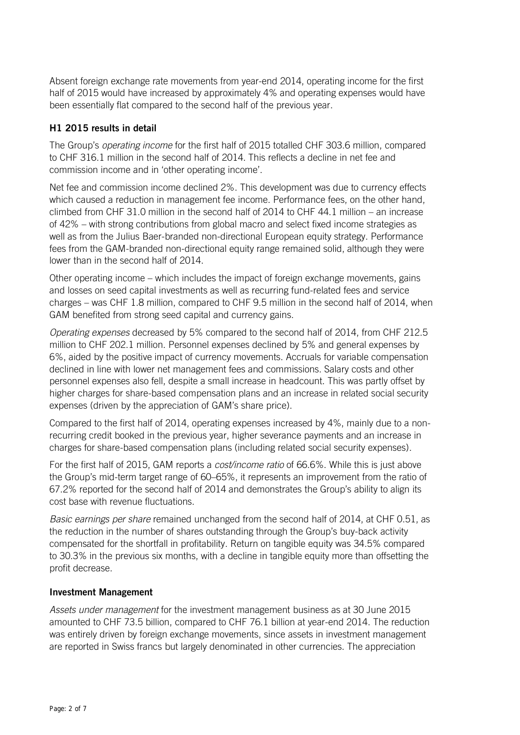Absent foreign exchange rate movements from year-end 2014, operating income for the first half of 2015 would have increased by approximately 4% and operating expenses would have been essentially flat compared to the second half of the previous year.

## H1 2015 results in detail

The Group's *operating income* for the first half of 2015 totalled CHF 303.6 million, compared to CHF 316.1 million in the second half of 2014. This reflects a decline in net fee and commission income and in 'other operating income'.

Net fee and commission income declined 2%. This development was due to currency effects which caused a reduction in management fee income. Performance fees, on the other hand, climbed from CHF 31.0 million in the second half of 2014 to CHF 44.1 million – an increase of 42% – with strong contributions from global macro and select fixed income strategies as well as from the Julius Baer-branded non-directional European equity strategy. Performance fees from the GAM-branded non-directional equity range remained solid, although they were lower than in the second half of 2014.

Other operating income – which includes the impact of foreign exchange movements, gains and losses on seed capital investments as well as recurring fund-related fees and service charges – was CHF 1.8 million, compared to CHF 9.5 million in the second half of 2014, when GAM benefited from strong seed capital and currency gains.

*Operating expenses* decreased by 5% compared to the second half of 2014, from CHF 212.5 million to CHF 202.1 million. Personnel expenses declined by 5% and general expenses by 6%, aided by the positive impact of currency movements. Accruals for variable compensation declined in line with lower net management fees and commissions. Salary costs and other personnel expenses also fell, despite a small increase in headcount. This was partly offset by higher charges for share-based compensation plans and an increase in related social security expenses (driven by the appreciation of GAM's share price).

Compared to the first half of 2014, operating expenses increased by 4%, mainly due to a non-recurring credit booked in the previous year, higher severance payments and an increase in charges for share-based compensation plans (including related social security expenses).

For the first half of 2015, GAM reports a *cost/income ratio* of 66.6%. While this is just above the Group's mid-term target range of 60–65%, it represents an improvement from the ratio of 67.2% reported for the second half of 2014 and demonstrates the Group's ability to align its cost base with revenue fluctuations.

*Basic earnings per share* remained unchanged from the second half of 2014, at CHF 0.51, as the reduction in the number of shares outstanding through the Group's buy-back activity compensated for the shortfall in profitability. Return on tangible equity was 34.5% compared to 30.3% in the previous six months, with a decline in tangible equity more than offsetting the profit decrease.

## Investment Management

*Assets under management* for the investment management business as at 30 June 2015 amounted to CHF 73.5 billion, compared to CHF 76.1 billion at year-end 2014. The reduction was entirely driven by foreign exchange movements, since assets in investment management are reported in Swiss francs but largely denominated in other currencies. The appreciation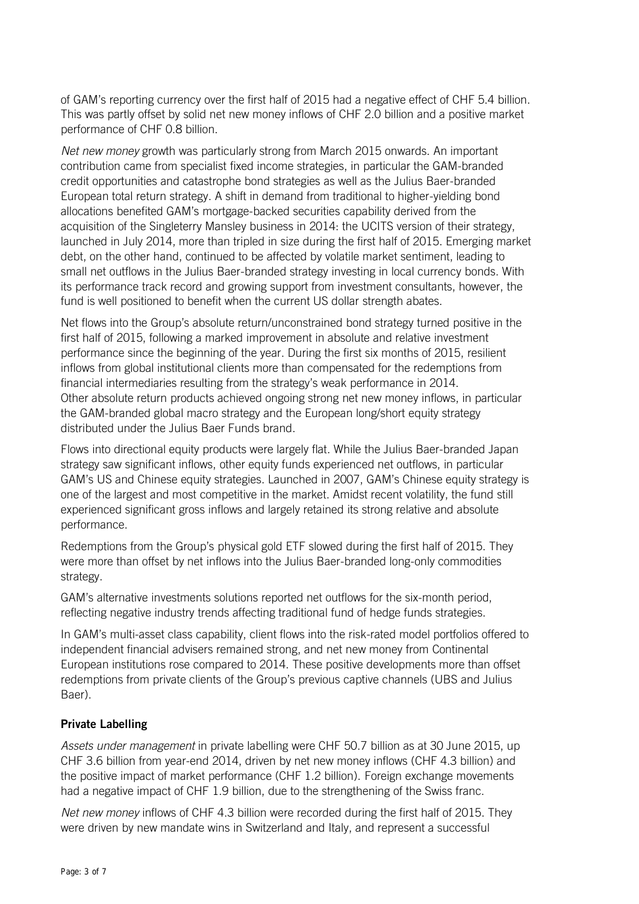of GAM's reporting currency over the first half of 2015 had a negative effect of CHF 5.4 billion. This was partly offset by solid net new money inflows of CHF 2.0 billion and a positive market performance of CHF 0.8 billion.

*Net new money* growth was particularly strong from March 2015 onwards. An important contribution came from specialist fixed income strategies, in particular the GAM-branded credit opportunities and catastrophe bond strategies as well as the Julius Baer-branded European total return strategy. A shift in demand from traditional to higher-yielding bond allocations benefited GAM's mortgage-backed securities capability derived from the acquisition of the Singleterry Mansley business in 2014: the UCITS version of their strategy, launched in July 2014, more than tripled in size during the first half of 2015. Emerging market debt, on the other hand, continued to be affected by volatile market sentiment, leading to small net outflows in the Julius Baer-branded strategy investing in local currency bonds. With its performance track record and growing support from investment consultants, however, the fund is well positioned to benefit when the current US dollar strength abates.

Net flows into the Group's absolute return/unconstrained bond strategy turned positive in the first half of 2015, following a marked improvement in absolute and relative investment performance since the beginning of the year. During the first six months of 2015, resilient inflows from global institutional clients more than compensated for the redemptions from financial intermediaries resulting from the strategy's weak performance in 2014. Other absolute return products achieved ongoing strong net new money inflows, in particular the GAM-branded global macro strategy and the European long/short equity strategy distributed under the Julius Baer Funds brand.

Flows into directional equity products were largely flat. While the Julius Baer-branded Japan strategy saw significant inflows, other equity funds experienced net outflows, in particular GAM's US and Chinese equity strategies. Launched in 2007, GAM's Chinese equity strategy is one of the largest and most competitive in the market. Amidst recent volatility, the fund still experienced significant gross inflows and largely retained its strong relative and absolute performance.

Redemptions from the Group's physical gold ETF slowed during the first half of 2015. They were more than offset by net inflows into the Julius Baer-branded long-only commodities strategy.

GAM's alternative investments solutions reported net outflows for the six-month period, reflecting negative industry trends affecting traditional fund of hedge funds strategies.

In GAM's multi-asset class capability, client flows into the risk-rated model portfolios offered to independent financial advisers remained strong, and net new money from Continental European institutions rose compared to 2014. These positive developments more than offset redemptions from private clients of the Group's previous captive channels (UBS and Julius Baer).

**Private Labelling**

*Assets under management* in private labelling were CHF 50.7 billion as at 30 June 2015, up CHF 3.6 billion from year-end 2014, driven by net new money inflows (CHF 4.3 billion) and the positive impact of market performance (CHF 1.2 billion). Foreign exchange movements had a negative impact of CHF 1.9 billion, due to the strengthening of the Swiss franc.

*Net new money* inflows of CHF 4.3 billion were recorded during the first half of 2015. They were driven by new mandate wins in Switzerland and Italy, and represent a successful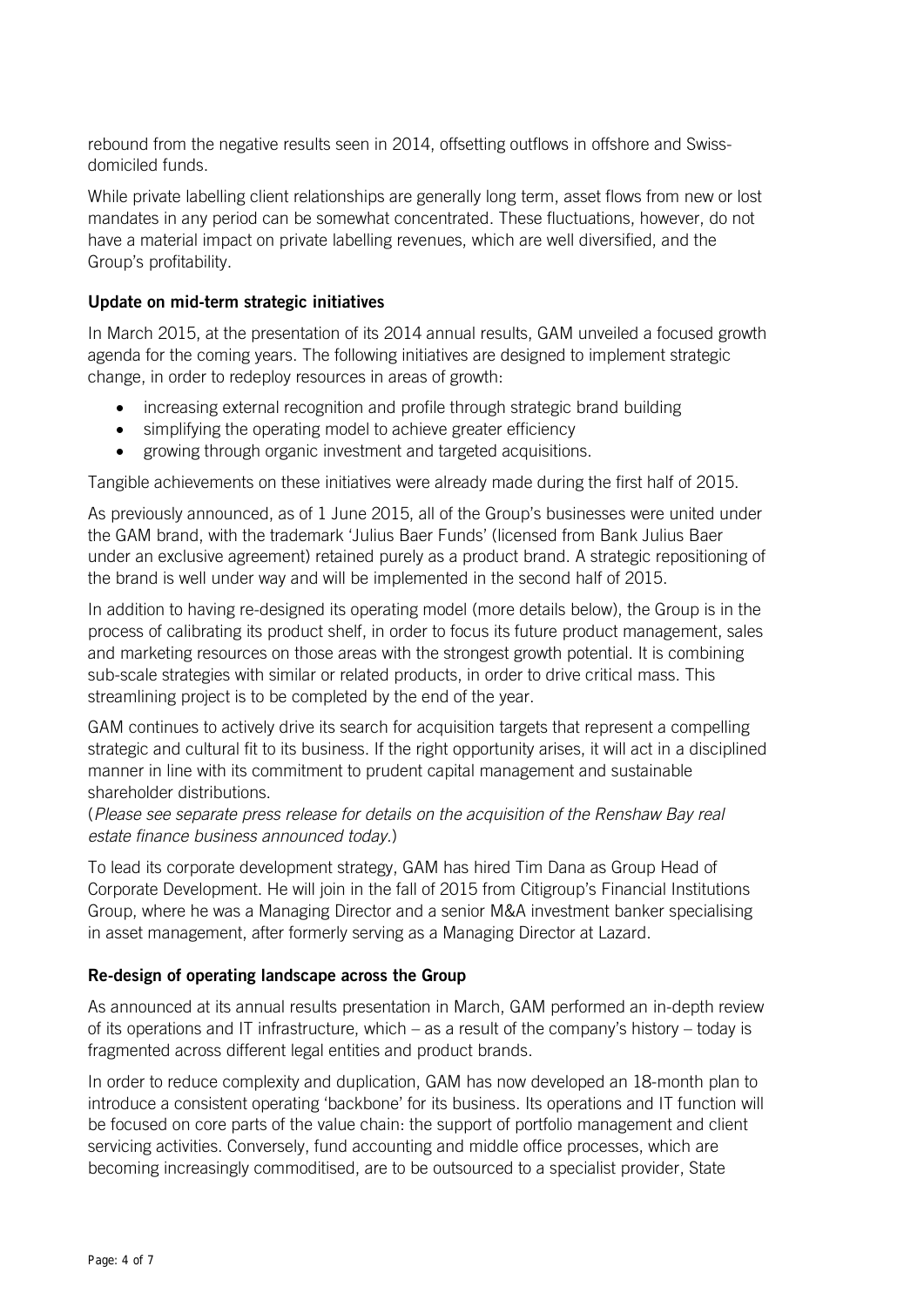rebound from the negative results seen in 2014, offsetting outflows in offshore and Swiss-domiciled funds.

While private labelling client relationships are generally long term, asset flows from new or lost mandates in any period can be somewhat concentrated. These fluctuations, however, do not have a material impact on private labelling revenues, which are well diversified, and the Group's profitability.

**Update on mid-term strategic initiatives**

In March 2015, at the presentation of its 2014 annual results, GAM unveiled a focused growth agenda for the coming years. The following initiatives are designed to implement strategic change, in order to redeploy resources in areas of growth:

- increasing external recognition and profile through strategic brand building
- simplifying the operating model to achieve greater efficiency
- growing through organic investment and targeted acquisitions.

Tangible achievements on these initiatives were already made during the first half of 2015.

As previously announced, as of 1 June 2015, all of the Group's businesses were united under the GAM brand, with the trademark 'Julius Baer Funds' (licensed from Bank Julius Baer under an exclusive agreement) retained purely as a product brand. A strategic repositioning of the brand is well under way and will be implemented in the second half of 2015.

In addition to having re-designed its operating model (more details below), the Group is in the process of calibrating its product shelf, in order to focus its future product management, sales and marketing resources on those areas with the strongest growth potential. It is combining sub-scale strategies with similar or related products, in order to drive critical mass. This streamlining project is to be completed by the end of the year.

GAM continues to actively drive its search for acquisition targets that represent a compelling strategic and cultural fit to its business. If the right opportunity arises, it will act in a disciplined manner in line with its commitment to prudent capital management and sustainable shareholder distributions.
(*Please see separate press release for details on the acquisition of the Renshaw Bay real estate finance business announced today.*)

To lead its corporate development strategy, GAM has hired Tim Dana as Group Head of Corporate Development. He will join in the fall of 2015 from Citigroup's Financial Institutions Group, where he was a Managing Director and a senior M&A investment banker specialising in asset management, after formerly serving as a Managing Director at Lazard.

**Re-design of operating landscape across the Group**

As announced at its annual results presentation in March, GAM performed an in-depth review of its operations and IT infrastructure, which – as a result of the company's history – today is fragmented across different legal entities and product brands.

In order to reduce complexity and duplication, GAM has now developed an 18-month plan to introduce a consistent operating 'backbone' for its business. Its operations and IT function will be focused on core parts of the value chain: the support of portfolio management and client servicing activities. Conversely, fund accounting and middle office processes, which are becoming increasingly commoditised, are to be outsourced to a specialist provider, State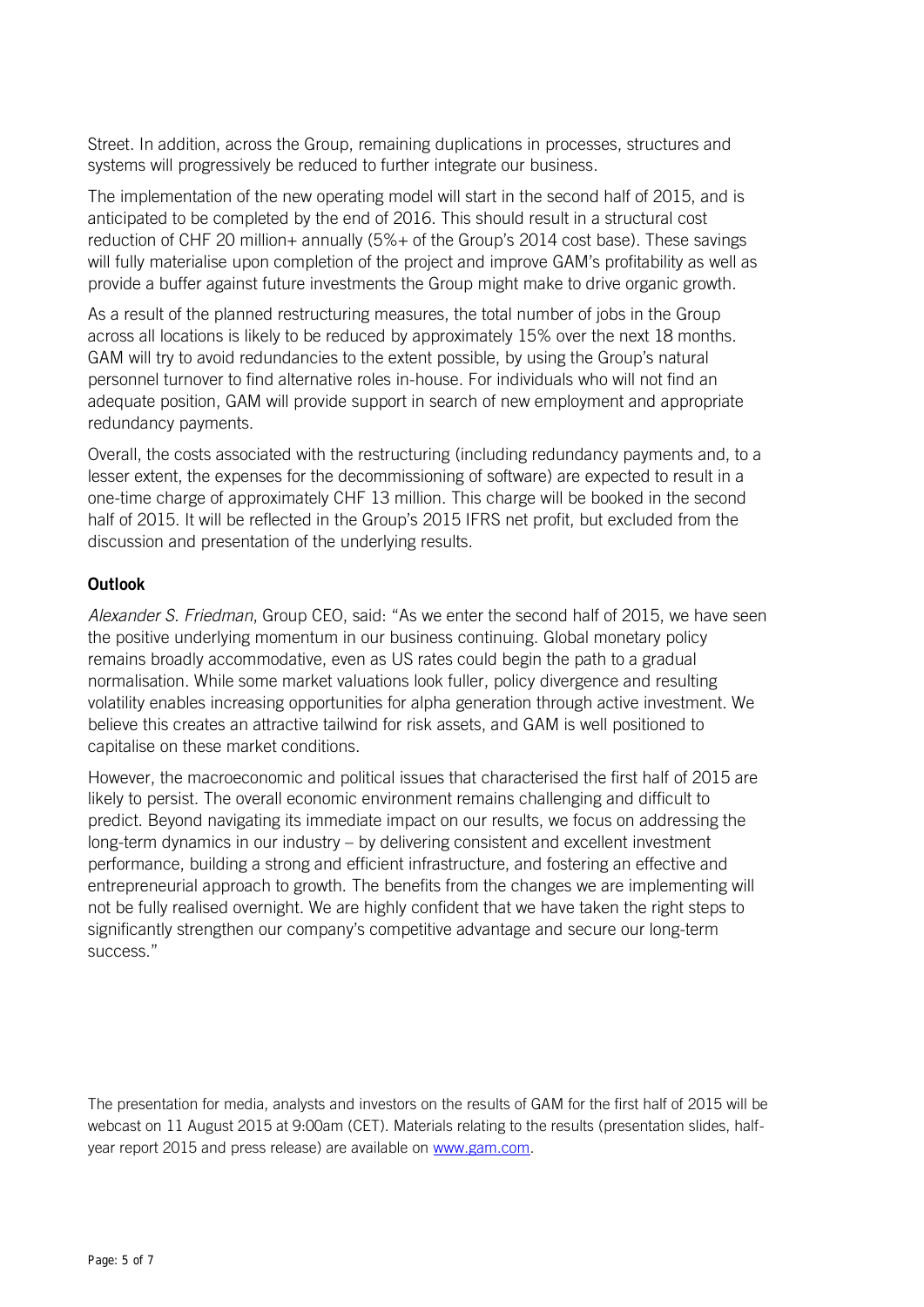Street. In addition, across the Group, remaining duplications in processes, structures and systems will progressively be reduced to further integrate our business.

The implementation of the new operating model will start in the second half of 2015, and is anticipated to be completed by the end of 2016. This should result in a structural cost reduction of CHF 20 million+ annually (5%+ of the Group's 2014 cost base). These savings will fully materialise upon completion of the project and improve GAM's profitability as well as provide a buffer against future investments the Group might make to drive organic growth.

As a result of the planned restructuring measures, the total number of jobs in the Group across all locations is likely to be reduced by approximately 15% over the next 18 months. GAM will try to avoid redundancies to the extent possible, by using the Group's natural personnel turnover to find alternative roles in-house. For individuals who will not find an adequate position, GAM will provide support in search of new employment and appropriate redundancy payments.

Overall, the costs associated with the restructuring (including redundancy payments and, to a lesser extent, the expenses for the decommissioning of software) are expected to result in a one-time charge of approximately CHF 13 million. This charge will be booked in the second half of 2015. It will be reflected in the Group's 2015 IFRS net profit, but excluded from the discussion and presentation of the underlying results.

**Outlook**

*Alexander S. Friedman*, Group CEO, said: "As we enter the second half of 2015, we have seen the positive underlying momentum in our business continuing. Global monetary policy remains broadly accommodative, even as US rates could begin the path to a gradual normalisation. While some market valuations look fuller, policy divergence and resulting volatility enables increasing opportunities for alpha generation through active investment. We believe this creates an attractive tailwind for risk assets, and GAM is well positioned to capitalise on these market conditions.

However, the macroeconomic and political issues that characterised the first half of 2015 are likely to persist. The overall economic environment remains challenging and difficult to predict. Beyond navigating its immediate impact on our results, we focus on addressing the long-term dynamics in our industry – by delivering consistent and excellent investment performance, building a strong and efficient infrastructure, and fostering an effective and entrepreneurial approach to growth. The benefits from the changes we are implementing will not be fully realised overnight. We are highly confident that we have taken the right steps to significantly strengthen our company's competitive advantage and secure our long-term success."

The presentation for media, analysts and investors on the results of GAM for the first half of 2015 will be webcast on 11 August 2015 at 9:00am (CET). Materials relating to the results (presentation slides, half-year report 2015 and press release) are available on [www.gam.com](http://www.gam.com).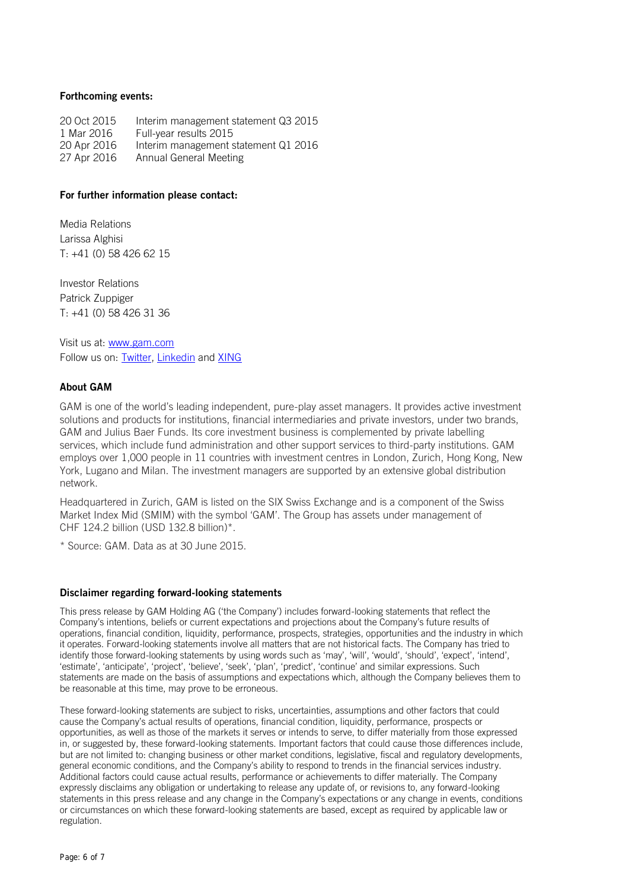**Forthcoming events:**

| | |
|---|---|
| 20 Oct 2015 | Interim management statement Q3 2015 |
| 1 Mar 2016 | Full-year results 2015 |
| 20 Apr 2016 | Interim management statement Q1 2016 |
| 27 Apr 2016 | Annual General Meeting |

**For further information please contact:**

Media Relations
Larissa Alghisi
T: +41 (0) 58 426 62 15

Investor Relations
Patrick Zuppiger
T: +41 (0) 58 426 31 36

Visit us at: www.gam.com
Follow us on: Twitter, Linkedin and XING

**About GAM**

GAM is one of the world's leading independent, pure-play asset managers. It provides active investment solutions and products for institutions, financial intermediaries and private investors, under two brands, GAM and Julius Baer Funds. Its core investment business is complemented by private labelling services, which include fund administration and other support services to third-party institutions. GAM employs over 1,000 people in 11 countries with investment centres in London, Zurich, Hong Kong, New York, Lugano and Milan. The investment managers are supported by an extensive global distribution network.

Headquartered in Zurich, GAM is listed on the SIX Swiss Exchange and is a component of the Swiss Market Index Mid (SMIM) with the symbol 'GAM'. The Group has assets under management of CHF 124.2 billion (USD 132.8 billion)*.

* Source: GAM. Data as at 30 June 2015.

**Disclaimer regarding forward-looking statements**

This press release by GAM Holding AG ('the Company') includes forward-looking statements that reflect the Company's intentions, beliefs or current expectations and projections about the Company's future results of operations, financial condition, liquidity, performance, prospects, strategies, opportunities and the industry in which it operates. Forward-looking statements involve all matters that are not historical facts. The Company has tried to identify those forward-looking statements by using words such as 'may', 'will', 'would', 'should', 'expect', 'intend', 'estimate', 'anticipate', 'project', 'believe', 'seek', 'plan', 'predict', 'continue' and similar expressions. Such statements are made on the basis of assumptions and expectations which, although the Company believes them to be reasonable at this time, may prove to be erroneous.

These forward-looking statements are subject to risks, uncertainties, assumptions and other factors that could cause the Company's actual results of operations, financial condition, liquidity, performance, prospects or opportunities, as well as those of the markets it serves or intends to serve, to differ materially from those expressed in, or suggested by, these forward-looking statements. Important factors that could cause those differences include, but are not limited to: changing business or other market conditions, legislative, fiscal and regulatory developments, general economic conditions, and the Company's ability to respond to trends in the financial services industry. Additional factors could cause actual results, performance or achievements to differ materially. The Company expressly disclaims any obligation or undertaking to release any update of, or revisions to, any forward-looking statements in this press release and any change in the Company's expectations or any change in events, conditions or circumstances on which these forward-looking statements are based, except as required by applicable law or regulation.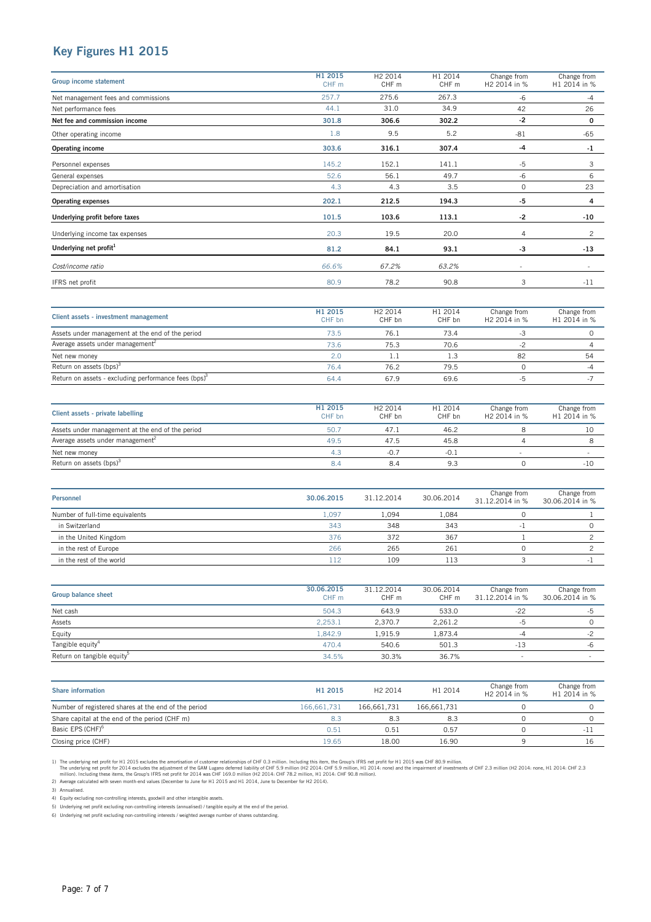## Key Figures H1 2015

| Group income statement | H1 2015 CHF m | H2 2014 CHF m | H1 2014 CHF m | Change from H2 2014 in % | Change from H1 2014 in % |
|---|---|---|---|---|---|
| Net management fees and commissions | 257.7 | 275.6 | 267.3 | -6 | -4 |
| Net performance fees | 44.1 | 31.0 | 34.9 | 42 | 26 |
| **Net fee and commission income** | **301.8** | **306.6** | **302.2** | **-2** | **0** |
| Other operating income | 1.8 | 9.5 | 5.2 | -81 | -65 |
| **Operating income** | **303.6** | **316.1** | **307.4** | **-4** | **-1** |
| Personnel expenses | 145.2 | 152.1 | 141.1 | -5 | 3 |
| General expenses | 52.6 | 56.1 | 49.7 | -6 | 6 |
| Depreciation and amortisation | 4.3 | 4.3 | 3.5 | 0 | 23 |
| **Operating expenses** | **202.1** | **212.5** | **194.3** | **-5** | **4** |
| **Underlying profit before taxes** | **101.5** | **103.6** | **113.1** | **-2** | **-10** |
| Underlying income tax expenses | 20.3 | 19.5 | 20.0 | 4 | 2 |
| **Underlying net profit[1]** | **81.2** | **84.1** | **93.1** | **-3** | **-13** |
| *Cost/income ratio* | *66.6%* | *67.2%* | *63.2%* | - | - |
| IFRS net profit | 80.9 | 78.2 | 90.8 | 3 | -11 |

| Client assets - investment management | H1 2015 CHF bn | H2 2014 CHF bn | H1 2014 CHF bn | Change from H2 2014 in % | Change from H1 2014 in % |
|---|---|---|---|---|---|
| Assets under management at the end of the period | 73.5 | 76.1 | 73.4 | -3 | 0 |
| Average assets under management[2] | 73.6 | 75.3 | 70.6 | -2 | 4 |
| Net new money | 2.0 | 1.1 | 1.3 | 82 | 54 |
| Return on assets (bps)[3] | 76.4 | 76.2 | 79.5 | 0 | -4 |
| Return on assets - excluding performance fees (bps)[3] | 64.4 | 67.9 | 69.6 | -5 | -7 |

| Client assets - private labelling | H1 2015 CHF bn | H2 2014 CHF bn | H1 2014 CHF bn | Change from H2 2014 in % | Change from H1 2014 in % |
|---|---|---|---|---|---|
| Assets under management at the end of the period | 50.7 | 47.1 | 46.2 | 8 | 10 |
| Average assets under management[2] | 49.5 | 47.5 | 45.8 | 4 | 8 |
| Net new money | 4.3 | -0.7 | -0.1 | - | - |
| Return on assets (bps)[3] | 8.4 | 8.4 | 9.3 | 0 | -10 |

| Personnel | 30.06.2015 | 31.12.2014 | 30.06.2014 | Change from 31.12.2014 in % | Change from 30.06.2014 in % |
|---|---|---|---|---|---|
| Number of full-time equivalents | 1,097 | 1,094 | 1,084 | 0 | 1 |
| in Switzerland | 343 | 348 | 343 | -1 | 0 |
| in the United Kingdom | 376 | 372 | 367 | 1 | 2 |
| in the rest of Europe | 266 | 265 | 261 | 0 | 2 |
| in the rest of the world | 112 | 109 | 113 | 3 | -1 |

| Group balance sheet | 30.06.2015 CHF m | 31.12.2014 CHF m | 30.06.2014 CHF m | Change from 31.12.2014 in % | Change from 30.06.2014 in % |
|---|---|---|---|---|---|
| Net cash | 504.3 | 643.9 | 533.0 | -22 | -5 |
| Assets | 2,253.1 | 2,370.7 | 2,261.2 | -5 | 0 |
| Equity | 1,842.9 | 1,915.9 | 1,873.4 | -4 | -2 |
| Tangible equity[4] | 470.4 | 540.6 | 501.3 | -13 | -6 |
| Return on tangible equity[5] | 34.5% | 30.3% | 36.7% | - | - |

| Share information | H1 2015 | H2 2014 | H1 2014 | Change from H2 2014 in % | Change from H1 2014 in % |
|---|---|---|---|---|---|
| Number of registered shares at the end of the period | 166,661,731 | 166,661,731 | 166,661,731 | 0 | 0 |
| Share capital at the end of the period (CHF m) | 8.3 | 8.3 | 8.3 | 0 | 0 |
| Basic EPS (CHF)[6] | 0.51 | 0.51 | 0.57 | 0 | -11 |
| Closing price (CHF) | 19.65 | 18.00 | 16.90 | 9 | 16 |

1) The underlying net profit for H1 2015 excludes the amortisation of customer relationships of CHF 0.3 million. Including this item, the Group's IFRS net profit for H1 2015 was CHF 80.9 million.
The underlying net profit for 2014 excludes the adjustment of the GAM Lugano deferred liability of CHF 5.9 million (H2 2014: CHF 5.9 million, H1 2014: none) and the impairment of investments of CHF 2.3 million (H2 2014: none, H1 2014: CHF 2.3 million). Including these items, the Group's IFRS net profit for 2014 was CHF 169.0 million (H2 2014: CHF 78.2 million, H1 2014: CHF 90.8 million).

2) Average calculated with seven month-end values (December to June for H1 2015 and H1 2014, June to December for H2 2014).

3) Annualised.

4) Equity excluding non-controlling interests, goodwill and other intangible assets.

5) Underlying net profit excluding non-controlling interests (annualised) / tangible equity at the end of the period.

6) Underlying net profit excluding non-controlling interests / weighted average number of shares outstanding.